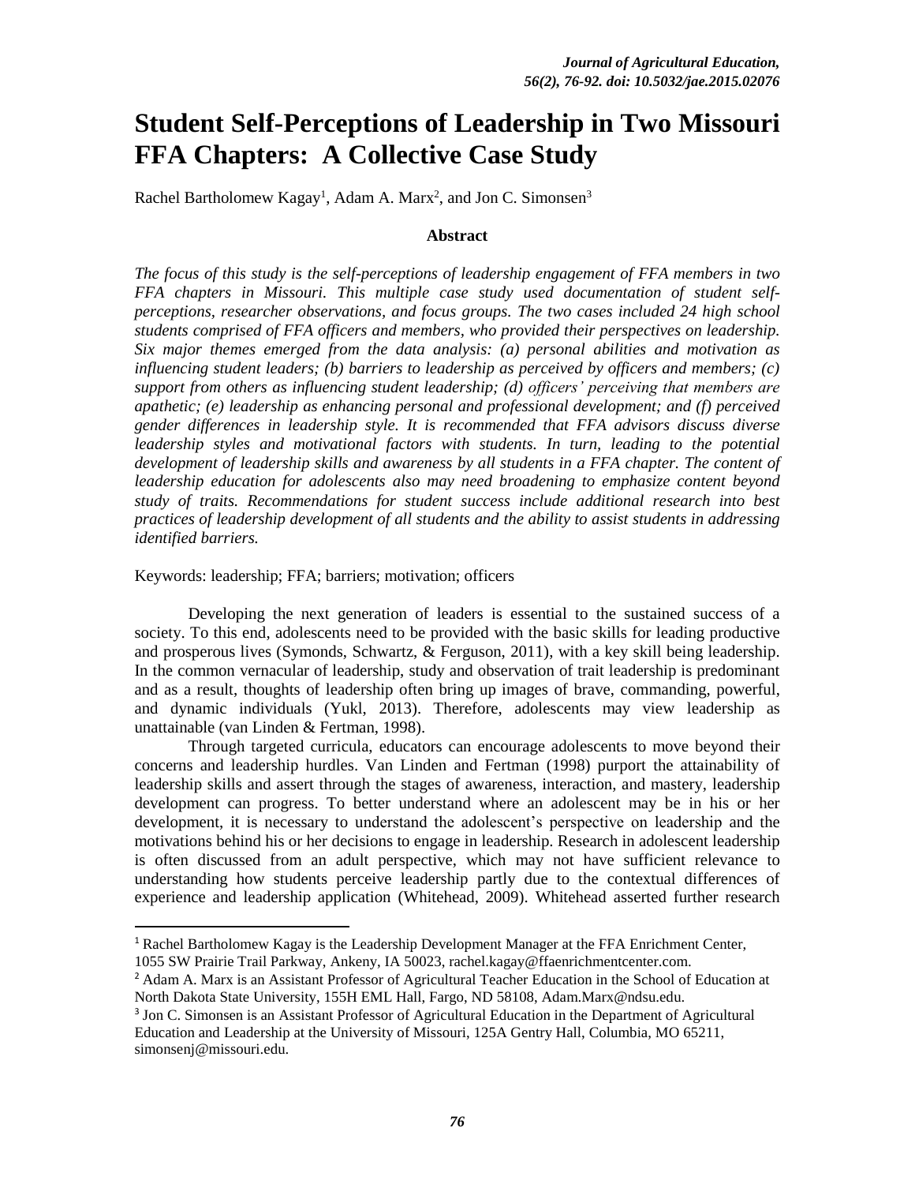# Student Self-Perceptions of Leadership in Two Missouri FFA Chapters: A Collective Case Study

Rachel Bartholomew Kagay[1], Adam A. Marx[2], and Jon C. Simonsen[3]

## Abstract

*The focus of this study is the self-perceptions of leadership engagement of FFA members in two FFA chapters in Missouri. This multiple case study used documentation of student self-perceptions, researcher observations, and focus groups. The two cases included 24 high school students comprised of FFA officers and members, who provided their perspectives on leadership. Six major themes emerged from the data analysis: (a) personal abilities and motivation as influencing student leaders; (b) barriers to leadership as perceived by officers and members; (c) support from others as influencing student leadership; (d) officers' perceiving that members are apathetic; (e) leadership as enhancing personal and professional development; and (f) perceived gender differences in leadership style. It is recommended that FFA advisors discuss diverse leadership styles and motivational factors with students. In turn, leading to the potential development of leadership skills and awareness by all students in a FFA chapter. The content of leadership education for adolescents also may need broadening to emphasize content beyond study of traits. Recommendations for student success include additional research into best practices of leadership development of all students and the ability to assist students in addressing identified barriers.*

Keywords: leadership; FFA; barriers; motivation; officers

Developing the next generation of leaders is essential to the sustained success of a society. To this end, adolescents need to be provided with the basic skills for leading productive and prosperous lives (Symonds, Schwartz, & Ferguson, 2011), with a key skill being leadership. In the common vernacular of leadership, study and observation of trait leadership is predominant and as a result, thoughts of leadership often bring up images of brave, commanding, powerful, and dynamic individuals (Yukl, 2013). Therefore, adolescents may view leadership as unattainable (van Linden & Fertman, 1998).

Through targeted curricula, educators can encourage adolescents to move beyond their concerns and leadership hurdles. Van Linden and Fertman (1998) purport the attainability of leadership skills and assert through the stages of awareness, interaction, and mastery, leadership development can progress. To better understand where an adolescent may be in his or her development, it is necessary to understand the adolescent's perspective on leadership and the motivations behind his or her decisions to engage in leadership. Research in adolescent leadership is often discussed from an adult perspective, which may not have sufficient relevance to understanding how students perceive leadership partly due to the contextual differences of experience and leadership application (Whitehead, 2009). Whitehead asserted further research

---

[1] Rachel Bartholomew Kagay is the Leadership Development Manager at the FFA Enrichment Center, 1055 SW Prairie Trail Parkway, Ankeny, IA 50023, rachel.kagay@ffaenrichmentcenter.com.

[2] Adam A. Marx is an Assistant Professor of Agricultural Teacher Education in the School of Education at North Dakota State University, 155H EML Hall, Fargo, ND 58108, Adam.Marx@ndsu.edu.

[3] Jon C. Simonsen is an Assistant Professor of Agricultural Education in the Department of Agricultural Education and Leadership at the University of Missouri, 125A Gentry Hall, Columbia, MO 65211, simonsenj@missouri.edu.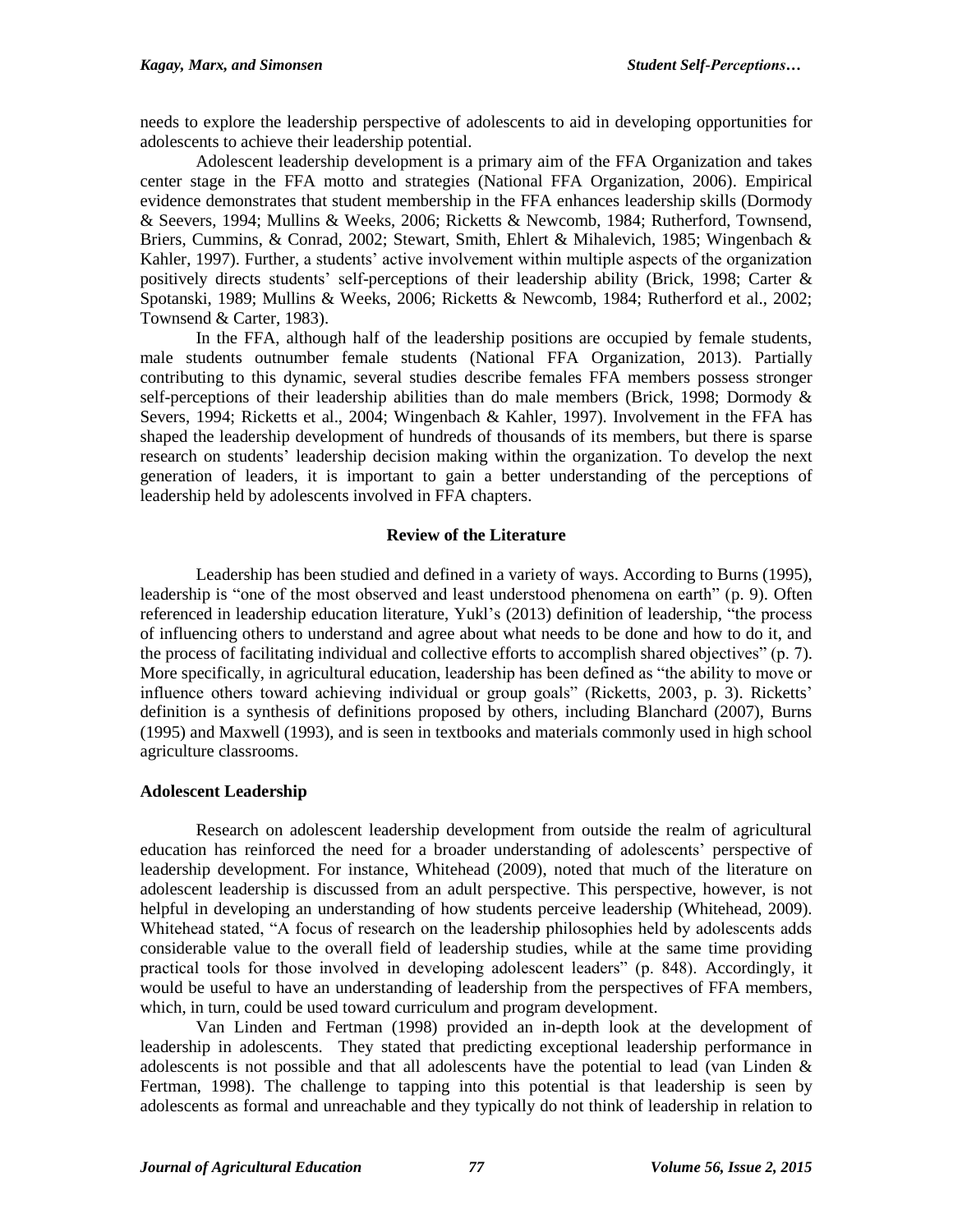needs to explore the leadership perspective of adolescents to aid in developing opportunities for adolescents to achieve their leadership potential.

Adolescent leadership development is a primary aim of the FFA Organization and takes center stage in the FFA motto and strategies (National FFA Organization, 2006). Empirical evidence demonstrates that student membership in the FFA enhances leadership skills (Dormody & Seevers, 1994; Mullins & Weeks, 2006; Ricketts & Newcomb, 1984; Rutherford, Townsend, Briers, Cummins, & Conrad, 2002; Stewart, Smith, Ehlert & Mihalevich, 1985; Wingenbach & Kahler, 1997). Further, a students' active involvement within multiple aspects of the organization positively directs students' self-perceptions of their leadership ability (Brick, 1998; Carter & Spotanski, 1989; Mullins & Weeks, 2006; Ricketts & Newcomb, 1984; Rutherford et al., 2002; Townsend & Carter, 1983).

In the FFA, although half of the leadership positions are occupied by female students, male students outnumber female students (National FFA Organization, 2013). Partially contributing to this dynamic, several studies describe females FFA members possess stronger self-perceptions of their leadership abilities than do male members (Brick, 1998; Dormody & Severs, 1994; Ricketts et al., 2004; Wingenbach & Kahler, 1997). Involvement in the FFA has shaped the leadership development of hundreds of thousands of its members, but there is sparse research on students' leadership decision making within the organization. To develop the next generation of leaders, it is important to gain a better understanding of the perceptions of leadership held by adolescents involved in FFA chapters.

## Review of the Literature

Leadership has been studied and defined in a variety of ways. According to Burns (1995), leadership is "one of the most observed and least understood phenomena on earth" (p. 9). Often referenced in leadership education literature, Yukl's (2013) definition of leadership, "the process of influencing others to understand and agree about what needs to be done and how to do it, and the process of facilitating individual and collective efforts to accomplish shared objectives" (p. 7). More specifically, in agricultural education, leadership has been defined as "the ability to move or influence others toward achieving individual or group goals" (Ricketts, 2003, p. 3). Ricketts' definition is a synthesis of definitions proposed by others, including Blanchard (2007), Burns (1995) and Maxwell (1993), and is seen in textbooks and materials commonly used in high school agriculture classrooms.

### Adolescent Leadership

Research on adolescent leadership development from outside the realm of agricultural education has reinforced the need for a broader understanding of adolescents' perspective of leadership development. For instance, Whitehead (2009), noted that much of the literature on adolescent leadership is discussed from an adult perspective. This perspective, however, is not helpful in developing an understanding of how students perceive leadership (Whitehead, 2009). Whitehead stated, "A focus of research on the leadership philosophies held by adolescents adds considerable value to the overall field of leadership studies, while at the same time providing practical tools for those involved in developing adolescent leaders" (p. 848). Accordingly, it would be useful to have an understanding of leadership from the perspectives of FFA members, which, in turn, could be used toward curriculum and program development.

Van Linden and Fertman (1998) provided an in-depth look at the development of leadership in adolescents. They stated that predicting exceptional leadership performance in adolescents is not possible and that all adolescents have the potential to lead (van Linden & Fertman, 1998). The challenge to tapping into this potential is that leadership is seen by adolescents as formal and unreachable and they typically do not think of leadership in relation to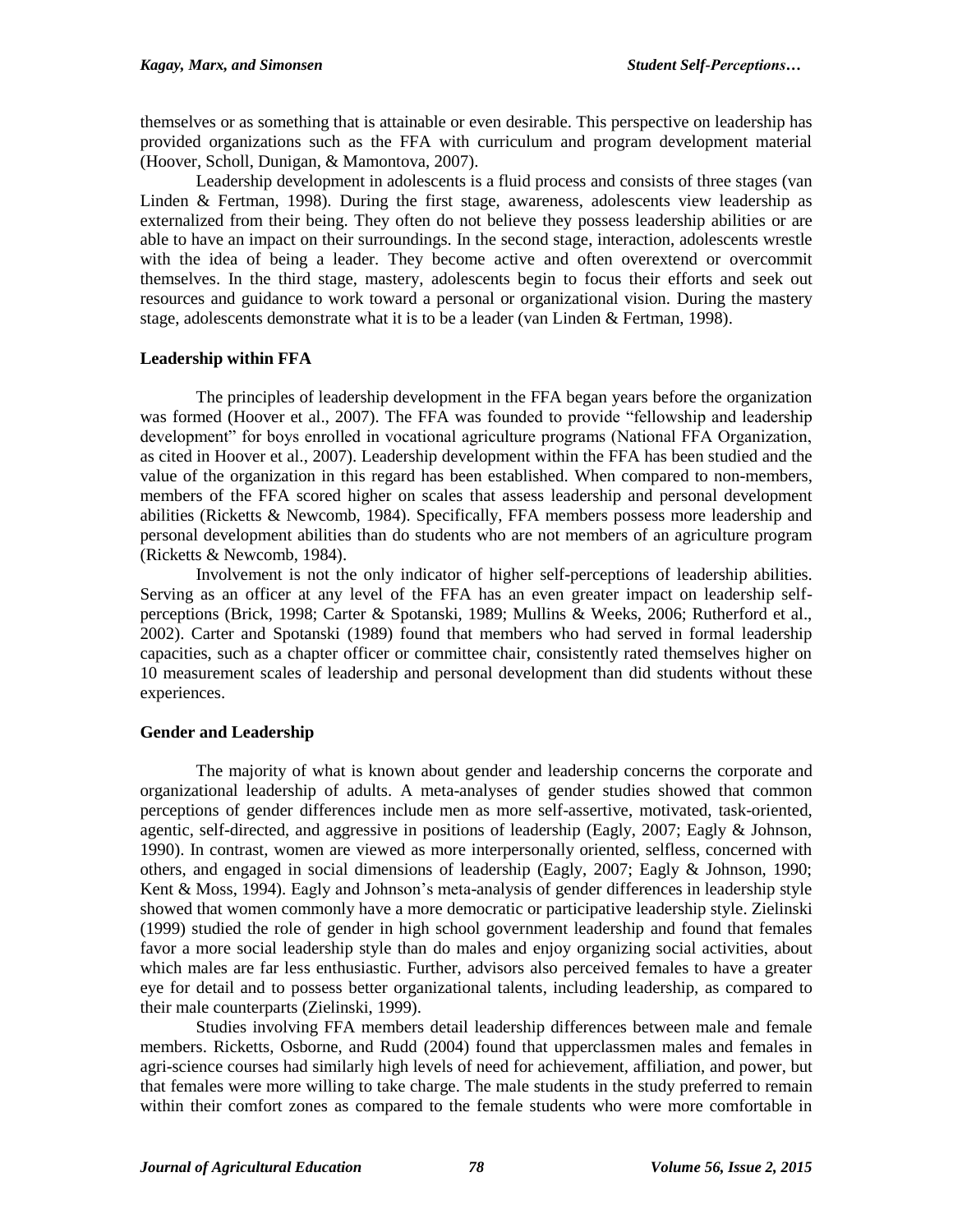themselves or as something that is attainable or even desirable. This perspective on leadership has provided organizations such as the FFA with curriculum and program development material (Hoover, Scholl, Dunigan, & Mamontova, 2007).

Leadership development in adolescents is a fluid process and consists of three stages (van Linden & Fertman, 1998). During the first stage, awareness, adolescents view leadership as externalized from their being. They often do not believe they possess leadership abilities or are able to have an impact on their surroundings. In the second stage, interaction, adolescents wrestle with the idea of being a leader. They become active and often overextend or overcommit themselves. In the third stage, mastery, adolescents begin to focus their efforts and seek out resources and guidance to work toward a personal or organizational vision. During the mastery stage, adolescents demonstrate what it is to be a leader (van Linden & Fertman, 1998).

### Leadership within FFA

The principles of leadership development in the FFA began years before the organization was formed (Hoover et al., 2007). The FFA was founded to provide "fellowship and leadership development" for boys enrolled in vocational agriculture programs (National FFA Organization, as cited in Hoover et al., 2007). Leadership development within the FFA has been studied and the value of the organization in this regard has been established. When compared to non-members, members of the FFA scored higher on scales that assess leadership and personal development abilities (Ricketts & Newcomb, 1984). Specifically, FFA members possess more leadership and personal development abilities than do students who are not members of an agriculture program (Ricketts & Newcomb, 1984).

Involvement is not the only indicator of higher self-perceptions of leadership abilities. Serving as an officer at any level of the FFA has an even greater impact on leadership self-perceptions (Brick, 1998; Carter & Spotanski, 1989; Mullins & Weeks, 2006; Rutherford et al., 2002). Carter and Spotanski (1989) found that members who had served in formal leadership capacities, such as a chapter officer or committee chair, consistently rated themselves higher on 10 measurement scales of leadership and personal development than did students without these experiences.

### Gender and Leadership

The majority of what is known about gender and leadership concerns the corporate and organizational leadership of adults. A meta-analyses of gender studies showed that common perceptions of gender differences include men as more self-assertive, motivated, task-oriented, agentic, self-directed, and aggressive in positions of leadership (Eagly, 2007; Eagly & Johnson, 1990). In contrast, women are viewed as more interpersonally oriented, selfless, concerned with others, and engaged in social dimensions of leadership (Eagly, 2007; Eagly & Johnson, 1990; Kent & Moss, 1994). Eagly and Johnson's meta-analysis of gender differences in leadership style showed that women commonly have a more democratic or participative leadership style. Zielinski (1999) studied the role of gender in high school government leadership and found that females favor a more social leadership style than do males and enjoy organizing social activities, about which males are far less enthusiastic. Further, advisors also perceived females to have a greater eye for detail and to possess better organizational talents, including leadership, as compared to their male counterparts (Zielinski, 1999).

Studies involving FFA members detail leadership differences between male and female members. Ricketts, Osborne, and Rudd (2004) found that upperclassmen males and females in agri-science courses had similarly high levels of need for achievement, affiliation, and power, but that females were more willing to take charge. The male students in the study preferred to remain within their comfort zones as compared to the female students who were more comfortable in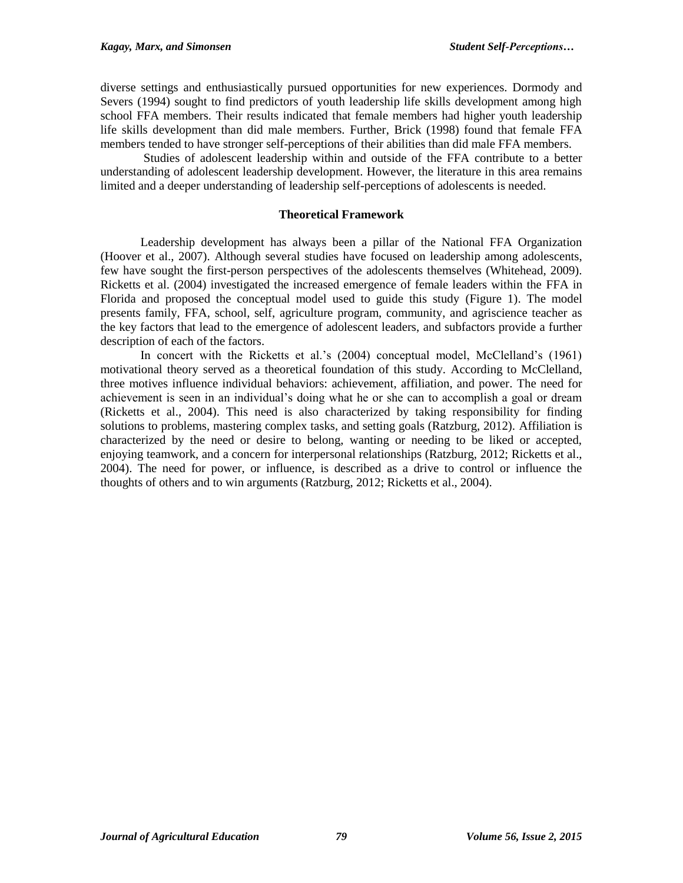diverse settings and enthusiastically pursued opportunities for new experiences. Dormody and Severs (1994) sought to find predictors of youth leadership life skills development among high school FFA members. Their results indicated that female members had higher youth leadership life skills development than did male members. Further, Brick (1998) found that female FFA members tended to have stronger self-perceptions of their abilities than did male FFA members.

Studies of adolescent leadership within and outside of the FFA contribute to a better understanding of adolescent leadership development. However, the literature in this area remains limited and a deeper understanding of leadership self-perceptions of adolescents is needed.

## Theoretical Framework

Leadership development has always been a pillar of the National FFA Organization (Hoover et al., 2007). Although several studies have focused on leadership among adolescents, few have sought the first-person perspectives of the adolescents themselves (Whitehead, 2009). Ricketts et al. (2004) investigated the increased emergence of female leaders within the FFA in Florida and proposed the conceptual model used to guide this study (Figure 1). The model presents family, FFA, school, self, agriculture program, community, and agriscience teacher as the key factors that lead to the emergence of adolescent leaders, and subfactors provide a further description of each of the factors.

In concert with the Ricketts et al.'s (2004) conceptual model, McClelland's (1961) motivational theory served as a theoretical foundation of this study. According to McClelland, three motives influence individual behaviors: achievement, affiliation, and power. The need for achievement is seen in an individual's doing what he or she can to accomplish a goal or dream (Ricketts et al., 2004). This need is also characterized by taking responsibility for finding solutions to problems, mastering complex tasks, and setting goals (Ratzburg, 2012). Affiliation is characterized by the need or desire to belong, wanting or needing to be liked or accepted, enjoying teamwork, and a concern for interpersonal relationships (Ratzburg, 2012; Ricketts et al., 2004). The need for power, or influence, is described as a drive to control or influence the thoughts of others and to win arguments (Ratzburg, 2012; Ricketts et al., 2004).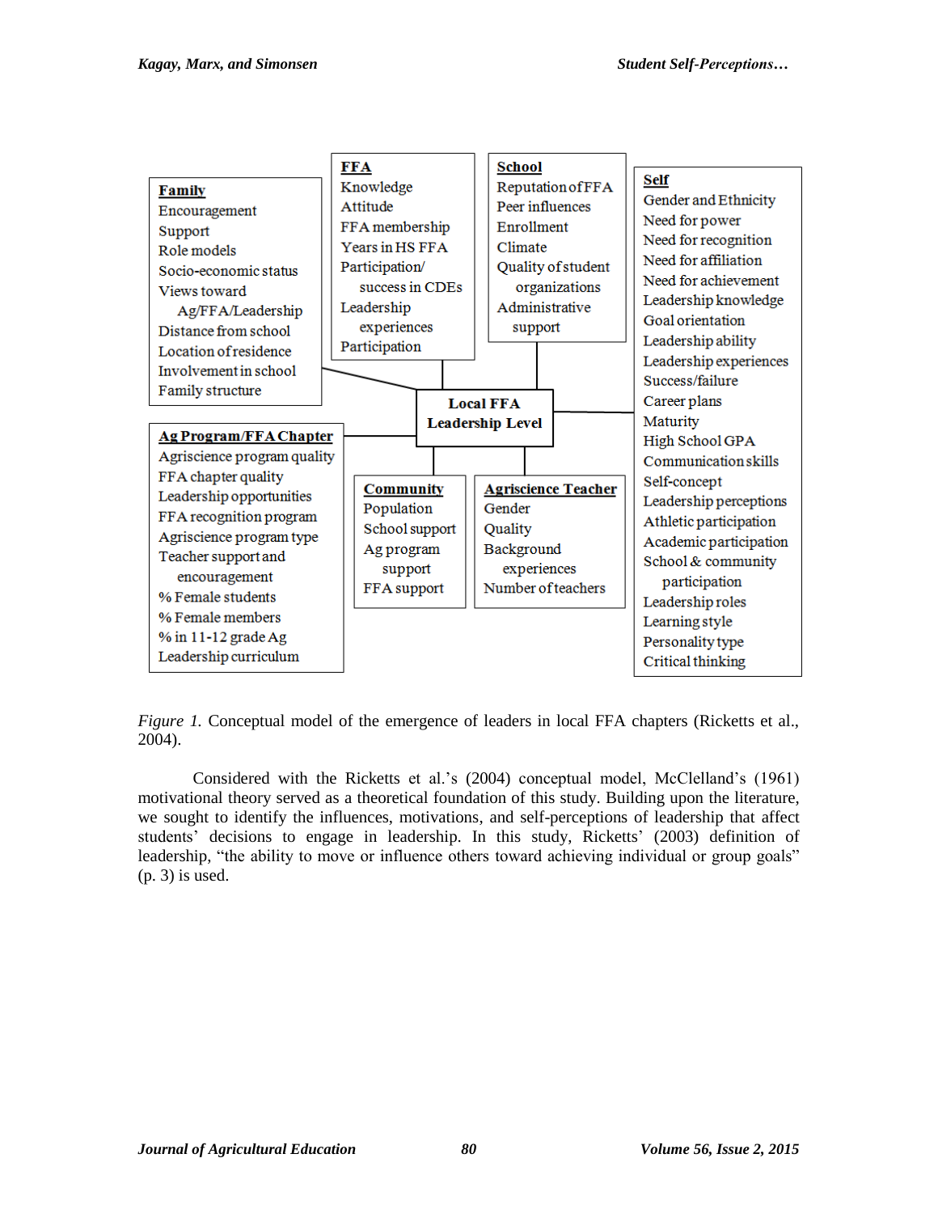**Family**
Encouragement
Support
Role models
Socio-economic status
Views toward Ag/FFA/Leadership
Distance from school
Location of residence
Involvement in school
Family structure

**FFA**
Knowledge
Attitude
FFA membership
Years in HS FFA
Participation/ success in CDEs
Leadership experiences
Participation

**School**
Reputation of FFA
Peer influences
Enrollment
Climate
Quality of student organizations
Administrative support

**Self**
Gender and Ethnicity
Need for power
Need for recognition
Need for affiliation
Need for achievement
Leadership knowledge
Goal orientation
Leadership ability
Leadership experiences
Success/failure
Career plans
Maturity
High School GPA
Communication skills
Self-concept
Leadership perceptions
Athletic participation
Academic participation
School & community participation
Leadership roles
Learning style
Personality type
Critical thinking

**Local FFA Leadership Level**

**Ag Program/FFA Chapter**
Agriscience program quality
FFA chapter quality
Leadership opportunities
FFA recognition program
Agriscience program type
Teacher support and encouragement
% Female students
% Female members
% in 11-12 grade Ag
Leadership curriculum

**Community**
Population
School support
Ag program support
FFA support

**Agriscience Teacher**
Gender
Quality
Background experiences
Number of teachers

*Figure 1.* Conceptual model of the emergence of leaders in local FFA chapters (Ricketts et al., 2004).

Considered with the Ricketts et al.'s (2004) conceptual model, McClelland's (1961) motivational theory served as a theoretical foundation of this study. Building upon the literature, we sought to identify the influences, motivations, and self-perceptions of leadership that affect students' decisions to engage in leadership. In this study, Ricketts' (2003) definition of leadership, "the ability to move or influence others toward achieving individual or group goals" (p. 3) is used.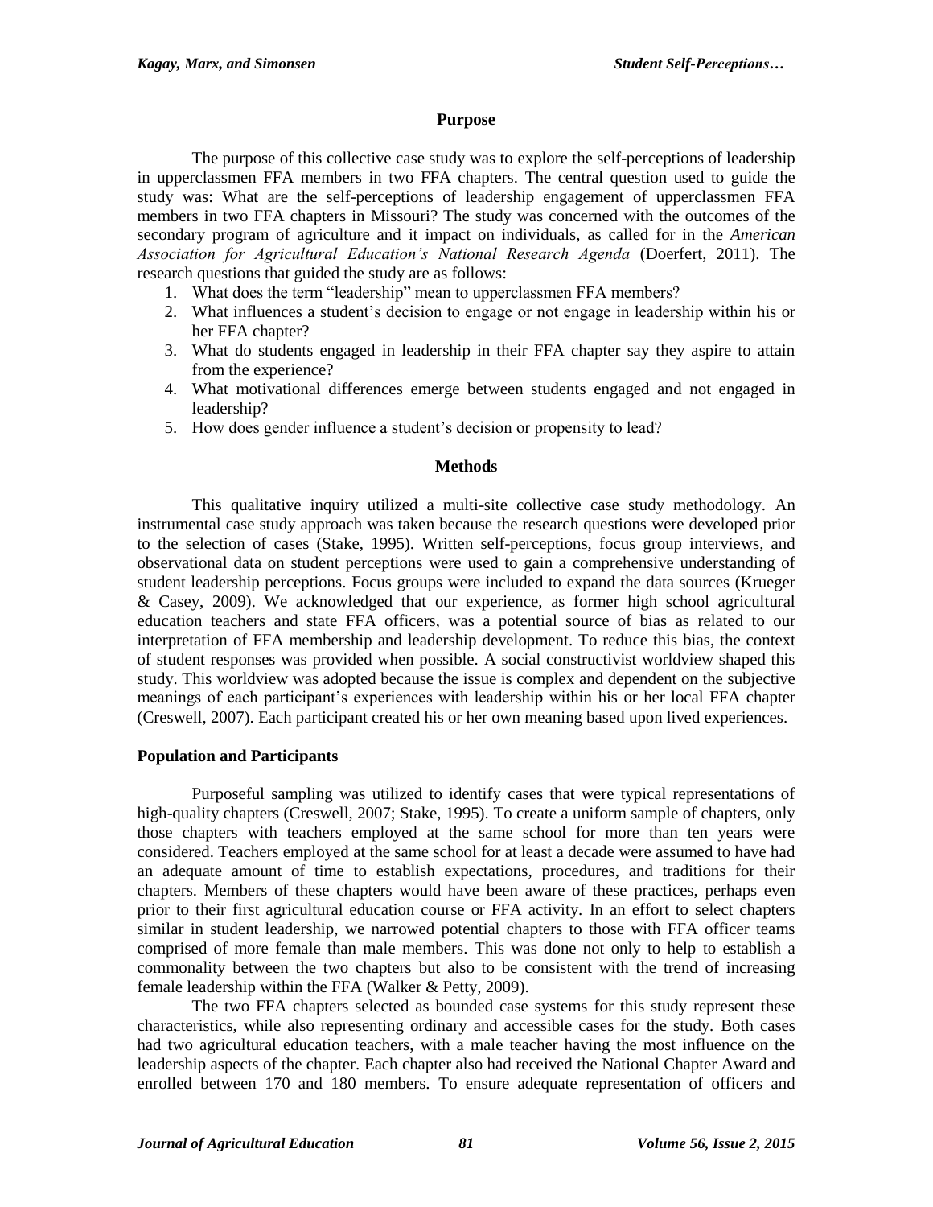## Purpose

The purpose of this collective case study was to explore the self-perceptions of leadership in upperclassmen FFA members in two FFA chapters. The central question used to guide the study was: What are the self-perceptions of leadership engagement of upperclassmen FFA members in two FFA chapters in Missouri? The study was concerned with the outcomes of the secondary program of agriculture and it impact on individuals, as called for in the *American Association for Agricultural Education's National Research Agenda* (Doerfert, 2011). The research questions that guided the study are as follows:

1. What does the term "leadership" mean to upperclassmen FFA members?
2. What influences a student's decision to engage or not engage in leadership within his or her FFA chapter?
3. What do students engaged in leadership in their FFA chapter say they aspire to attain from the experience?
4. What motivational differences emerge between students engaged and not engaged in leadership?
5. How does gender influence a student's decision or propensity to lead?

## Methods

This qualitative inquiry utilized a multi-site collective case study methodology. An instrumental case study approach was taken because the research questions were developed prior to the selection of cases (Stake, 1995). Written self-perceptions, focus group interviews, and observational data on student perceptions were used to gain a comprehensive understanding of student leadership perceptions. Focus groups were included to expand the data sources (Krueger & Casey, 2009). We acknowledged that our experience, as former high school agricultural education teachers and state FFA officers, was a potential source of bias as related to our interpretation of FFA membership and leadership development. To reduce this bias, the context of student responses was provided when possible. A social constructivist worldview shaped this study. This worldview was adopted because the issue is complex and dependent on the subjective meanings of each participant's experiences with leadership within his or her local FFA chapter (Creswell, 2007). Each participant created his or her own meaning based upon lived experiences.

### Population and Participants

Purposeful sampling was utilized to identify cases that were typical representations of high-quality chapters (Creswell, 2007; Stake, 1995). To create a uniform sample of chapters, only those chapters with teachers employed at the same school for more than ten years were considered. Teachers employed at the same school for at least a decade were assumed to have had an adequate amount of time to establish expectations, procedures, and traditions for their chapters. Members of these chapters would have been aware of these practices, perhaps even prior to their first agricultural education course or FFA activity. In an effort to select chapters similar in student leadership, we narrowed potential chapters to those with FFA officer teams comprised of more female than male members. This was done not only to help to establish a commonality between the two chapters but also to be consistent with the trend of increasing female leadership within the FFA (Walker & Petty, 2009).

The two FFA chapters selected as bounded case systems for this study represent these characteristics, while also representing ordinary and accessible cases for the study. Both cases had two agricultural education teachers, with a male teacher having the most influence on the leadership aspects of the chapter. Each chapter also had received the National Chapter Award and enrolled between 170 and 180 members. To ensure adequate representation of officers and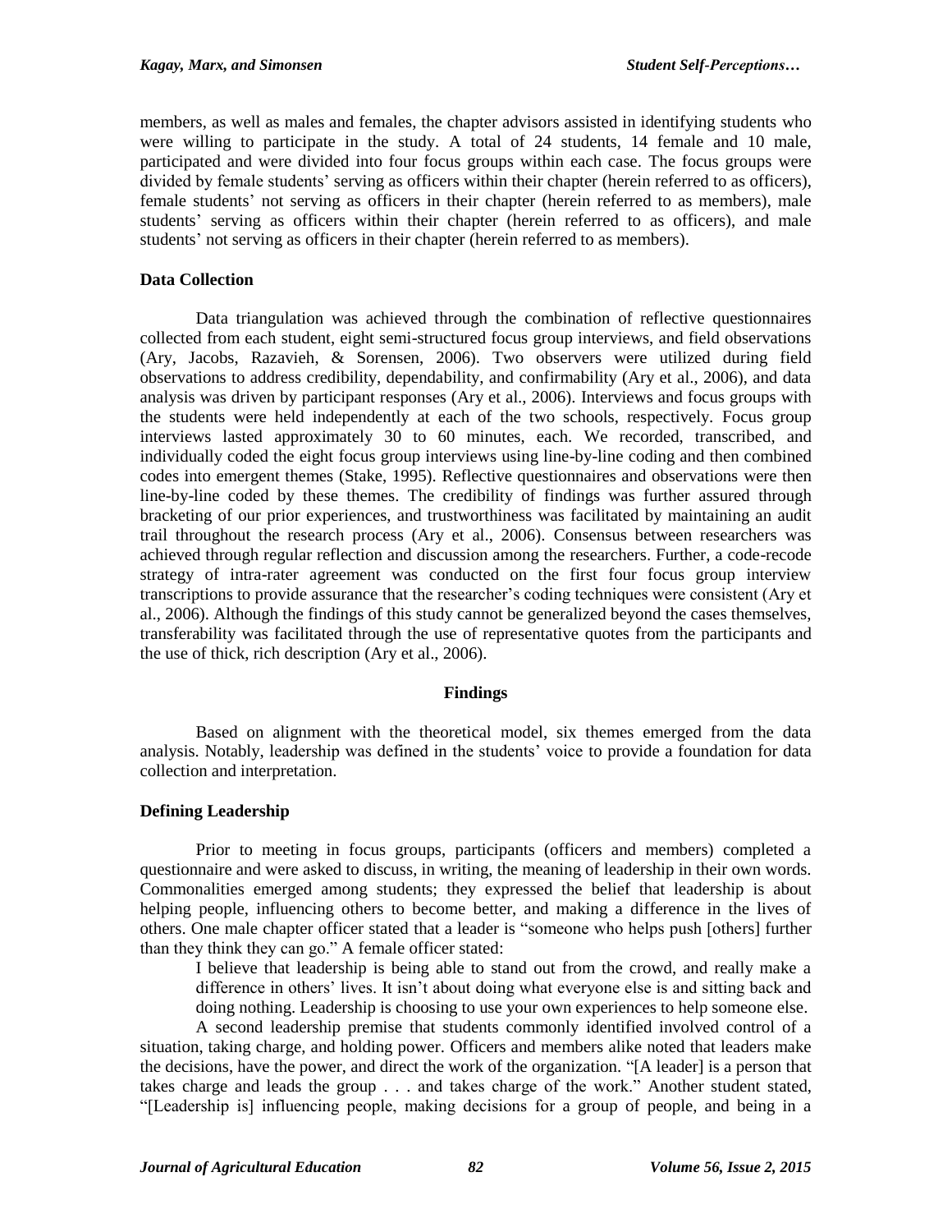members, as well as males and females, the chapter advisors assisted in identifying students who were willing to participate in the study. A total of 24 students, 14 female and 10 male, participated and were divided into four focus groups within each case. The focus groups were divided by female students' serving as officers within their chapter (herein referred to as officers), female students' not serving as officers in their chapter (herein referred to as members), male students' serving as officers within their chapter (herein referred to as officers), and male students' not serving as officers in their chapter (herein referred to as members).

### Data Collection

Data triangulation was achieved through the combination of reflective questionnaires collected from each student, eight semi-structured focus group interviews, and field observations (Ary, Jacobs, Razavieh, & Sorensen, 2006). Two observers were utilized during field observations to address credibility, dependability, and confirmability (Ary et al., 2006), and data analysis was driven by participant responses (Ary et al., 2006). Interviews and focus groups with the students were held independently at each of the two schools, respectively. Focus group interviews lasted approximately 30 to 60 minutes, each. We recorded, transcribed, and individually coded the eight focus group interviews using line-by-line coding and then combined codes into emergent themes (Stake, 1995). Reflective questionnaires and observations were then line-by-line coded by these themes. The credibility of findings was further assured through bracketing of our prior experiences, and trustworthiness was facilitated by maintaining an audit trail throughout the research process (Ary et al., 2006). Consensus between researchers was achieved through regular reflection and discussion among the researchers. Further, a code-recode strategy of intra-rater agreement was conducted on the first four focus group interview transcriptions to provide assurance that the researcher's coding techniques were consistent (Ary et al., 2006). Although the findings of this study cannot be generalized beyond the cases themselves, transferability was facilitated through the use of representative quotes from the participants and the use of thick, rich description (Ary et al., 2006).

## Findings

Based on alignment with the theoretical model, six themes emerged from the data analysis. Notably, leadership was defined in the students' voice to provide a foundation for data collection and interpretation.

### Defining Leadership

Prior to meeting in focus groups, participants (officers and members) completed a questionnaire and were asked to discuss, in writing, the meaning of leadership in their own words. Commonalities emerged among students; they expressed the belief that leadership is about helping people, influencing others to become better, and making a difference in the lives of others. One male chapter officer stated that a leader is "someone who helps push [others] further than they think they can go." A female officer stated:

> I believe that leadership is being able to stand out from the crowd, and really make a difference in others' lives. It isn't about doing what everyone else is and sitting back and doing nothing. Leadership is choosing to use your own experiences to help someone else.

A second leadership premise that students commonly identified involved control of a situation, taking charge, and holding power. Officers and members alike noted that leaders make the decisions, have the power, and direct the work of the organization. "[A leader] is a person that takes charge and leads the group . . . and takes charge of the work." Another student stated, "[Leadership is] influencing people, making decisions for a group of people, and being in a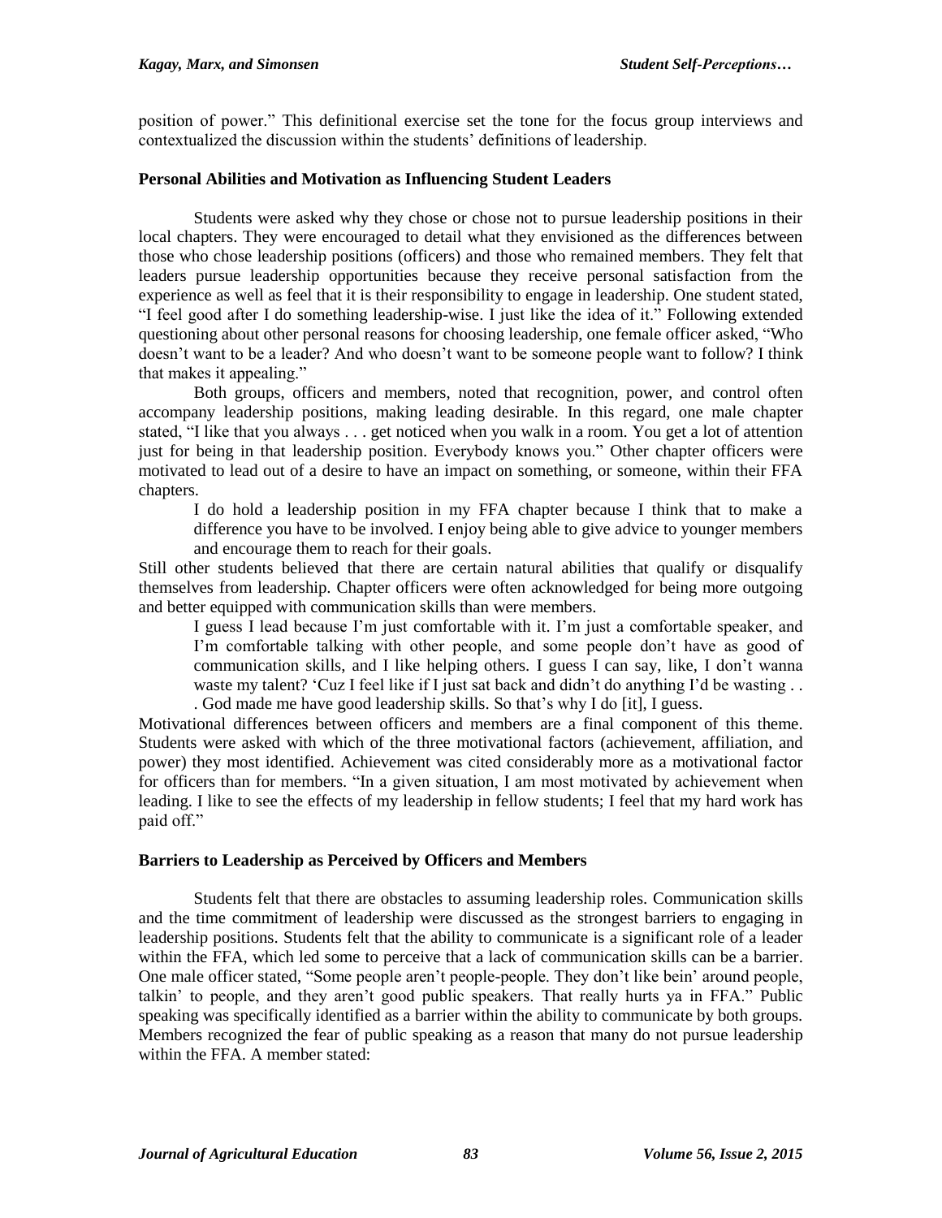position of power." This definitional exercise set the tone for the focus group interviews and contextualized the discussion within the students' definitions of leadership.

### Personal Abilities and Motivation as Influencing Student Leaders

Students were asked why they chose or chose not to pursue leadership positions in their local chapters. They were encouraged to detail what they envisioned as the differences between those who chose leadership positions (officers) and those who remained members. They felt that leaders pursue leadership opportunities because they receive personal satisfaction from the experience as well as feel that it is their responsibility to engage in leadership. One student stated, "I feel good after I do something leadership-wise. I just like the idea of it." Following extended questioning about other personal reasons for choosing leadership, one female officer asked, "Who doesn't want to be a leader? And who doesn't want to be someone people want to follow? I think that makes it appealing."

Both groups, officers and members, noted that recognition, power, and control often accompany leadership positions, making leading desirable. In this regard, one male chapter stated, "I like that you always . . . get noticed when you walk in a room. You get a lot of attention just for being in that leadership position. Everybody knows you." Other chapter officers were motivated to lead out of a desire to have an impact on something, or someone, within their FFA chapters.

> I do hold a leadership position in my FFA chapter because I think that to make a difference you have to be involved. I enjoy being able to give advice to younger members and encourage them to reach for their goals.

Still other students believed that there are certain natural abilities that qualify or disqualify themselves from leadership. Chapter officers were often acknowledged for being more outgoing and better equipped with communication skills than were members.

> I guess I lead because I'm just comfortable with it. I'm just a comfortable speaker, and I'm comfortable talking with other people, and some people don't have as good of communication skills, and I like helping others. I guess I can say, like, I don't wanna waste my talent? 'Cuz I feel like if I just sat back and didn't do anything I'd be wasting . . . God made me have good leadership skills. So that's why I do [it], I guess.

Motivational differences between officers and members are a final component of this theme. Students were asked with which of the three motivational factors (achievement, affiliation, and power) they most identified. Achievement was cited considerably more as a motivational factor for officers than for members. "In a given situation, I am most motivated by achievement when leading. I like to see the effects of my leadership in fellow students; I feel that my hard work has paid off."

### Barriers to Leadership as Perceived by Officers and Members

Students felt that there are obstacles to assuming leadership roles. Communication skills and the time commitment of leadership were discussed as the strongest barriers to engaging in leadership positions. Students felt that the ability to communicate is a significant role of a leader within the FFA, which led some to perceive that a lack of communication skills can be a barrier. One male officer stated, "Some people aren't people-people. They don't like bein' around people, talkin' to people, and they aren't good public speakers. That really hurts ya in FFA." Public speaking was specifically identified as a barrier within the ability to communicate by both groups. Members recognized the fear of public speaking as a reason that many do not pursue leadership within the FFA. A member stated: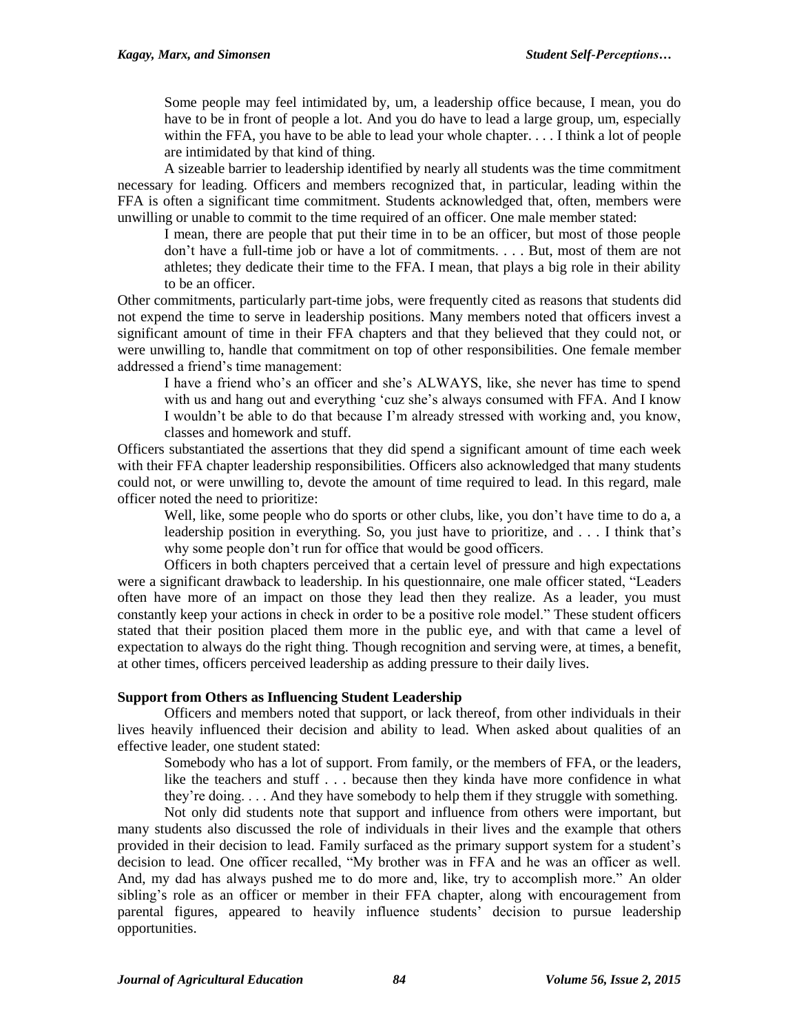> Some people may feel intimidated by, um, a leadership office because, I mean, you do have to be in front of people a lot. And you do have to lead a large group, um, especially within the FFA, you have to be able to lead your whole chapter. . . . I think a lot of people are intimidated by that kind of thing.

A sizeable barrier to leadership identified by nearly all students was the time commitment necessary for leading. Officers and members recognized that, in particular, leading within the FFA is often a significant time commitment. Students acknowledged that, often, members were unwilling or unable to commit to the time required of an officer. One male member stated:

> I mean, there are people that put their time in to be an officer, but most of those people don't have a full-time job or have a lot of commitments. . . . But, most of them are not athletes; they dedicate their time to the FFA. I mean, that plays a big role in their ability to be an officer.

Other commitments, particularly part-time jobs, were frequently cited as reasons that students did not expend the time to serve in leadership positions. Many members noted that officers invest a significant amount of time in their FFA chapters and that they believed that they could not, or were unwilling to, handle that commitment on top of other responsibilities. One female member addressed a friend's time management:

> I have a friend who's an officer and she's ALWAYS, like, she never has time to spend with us and hang out and everything 'cuz she's always consumed with FFA. And I know I wouldn't be able to do that because I'm already stressed with working and, you know, classes and homework and stuff.

Officers substantiated the assertions that they did spend a significant amount of time each week with their FFA chapter leadership responsibilities. Officers also acknowledged that many students could not, or were unwilling to, devote the amount of time required to lead. In this regard, male officer noted the need to prioritize:

> Well, like, some people who do sports or other clubs, like, you don't have time to do a, a leadership position in everything. So, you just have to prioritize, and . . . I think that's why some people don't run for office that would be good officers.

Officers in both chapters perceived that a certain level of pressure and high expectations were a significant drawback to leadership. In his questionnaire, one male officer stated, "Leaders often have more of an impact on those they lead then they realize. As a leader, you must constantly keep your actions in check in order to be a positive role model." These student officers stated that their position placed them more in the public eye, and with that came a level of expectation to always do the right thing. Though recognition and serving were, at times, a benefit, at other times, officers perceived leadership as adding pressure to their daily lives.

**Support from Others as Influencing Student Leadership**

Officers and members noted that support, or lack thereof, from other individuals in their lives heavily influenced their decision and ability to lead. When asked about qualities of an effective leader, one student stated:

> Somebody who has a lot of support. From family, or the members of FFA, or the leaders, like the teachers and stuff . . . because then they kinda have more confidence in what they're doing. . . . And they have somebody to help them if they struggle with something.

Not only did students note that support and influence from others were important, but many students also discussed the role of individuals in their lives and the example that others provided in their decision to lead. Family surfaced as the primary support system for a student's decision to lead. One officer recalled, "My brother was in FFA and he was an officer as well. And, my dad has always pushed me to do more and, like, try to accomplish more." An older sibling's role as an officer or member in their FFA chapter, along with encouragement from parental figures, appeared to heavily influence students' decision to pursue leadership opportunities.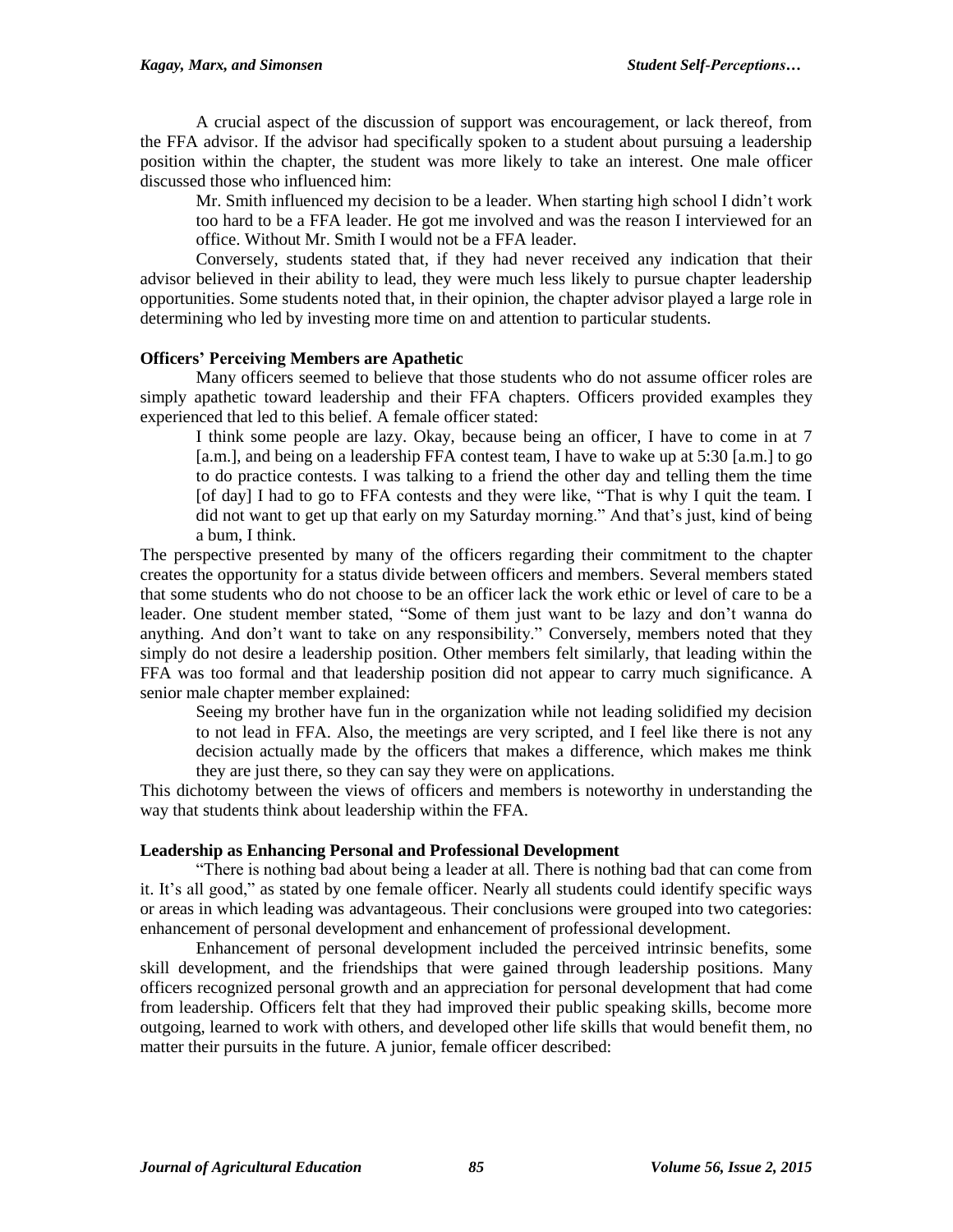A crucial aspect of the discussion of support was encouragement, or lack thereof, from the FFA advisor. If the advisor had specifically spoken to a student about pursuing a leadership position within the chapter, the student was more likely to take an interest. One male officer discussed those who influenced him:

> Mr. Smith influenced my decision to be a leader. When starting high school I didn't work too hard to be a FFA leader. He got me involved and was the reason I interviewed for an office. Without Mr. Smith I would not be a FFA leader.

Conversely, students stated that, if they had never received any indication that their advisor believed in their ability to lead, they were much less likely to pursue chapter leadership opportunities. Some students noted that, in their opinion, the chapter advisor played a large role in determining who led by investing more time on and attention to particular students.

### Officers' Perceiving Members are Apathetic

Many officers seemed to believe that those students who do not assume officer roles are simply apathetic toward leadership and their FFA chapters. Officers provided examples they experienced that led to this belief. A female officer stated:

> I think some people are lazy. Okay, because being an officer, I have to come in at 7 [a.m.], and being on a leadership FFA contest team, I have to wake up at 5:30 [a.m.] to go to do practice contests. I was talking to a friend the other day and telling them the time [of day] I had to go to FFA contests and they were like, "That is why I quit the team. I did not want to get up that early on my Saturday morning." And that's just, kind of being a bum, I think.

The perspective presented by many of the officers regarding their commitment to the chapter creates the opportunity for a status divide between officers and members. Several members stated that some students who do not choose to be an officer lack the work ethic or level of care to be a leader. One student member stated, "Some of them just want to be lazy and don't wanna do anything. And don't want to take on any responsibility." Conversely, members noted that they simply do not desire a leadership position. Other members felt similarly, that leading within the FFA was too formal and that leadership position did not appear to carry much significance. A senior male chapter member explained:

> Seeing my brother have fun in the organization while not leading solidified my decision to not lead in FFA. Also, the meetings are very scripted, and I feel like there is not any decision actually made by the officers that makes a difference, which makes me think they are just there, so they can say they were on applications.

This dichotomy between the views of officers and members is noteworthy in understanding the way that students think about leadership within the FFA.

### Leadership as Enhancing Personal and Professional Development

"There is nothing bad about being a leader at all. There is nothing bad that can come from it. It's all good," as stated by one female officer. Nearly all students could identify specific ways or areas in which leading was advantageous. Their conclusions were grouped into two categories: enhancement of personal development and enhancement of professional development.

Enhancement of personal development included the perceived intrinsic benefits, some skill development, and the friendships that were gained through leadership positions. Many officers recognized personal growth and an appreciation for personal development that had come from leadership. Officers felt that they had improved their public speaking skills, become more outgoing, learned to work with others, and developed other life skills that would benefit them, no matter their pursuits in the future. A junior, female officer described: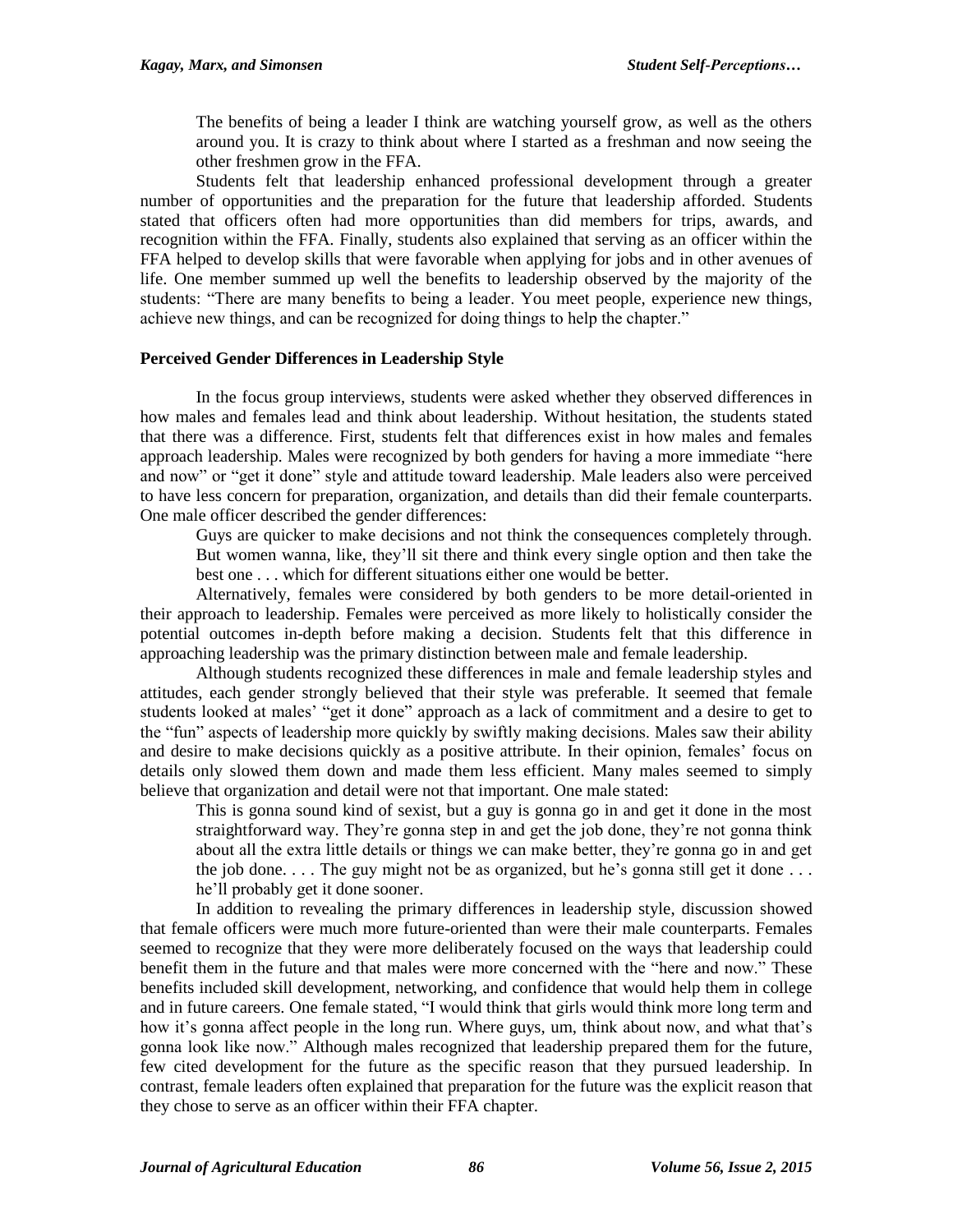> The benefits of being a leader I think are watching yourself grow, as well as the others around you. It is crazy to think about where I started as a freshman and now seeing the other freshmen grow in the FFA.

Students felt that leadership enhanced professional development through a greater number of opportunities and the preparation for the future that leadership afforded. Students stated that officers often had more opportunities than did members for trips, awards, and recognition within the FFA. Finally, students also explained that serving as an officer within the FFA helped to develop skills that were favorable when applying for jobs and in other avenues of life. One member summed up well the benefits to leadership observed by the majority of the students: "There are many benefits to being a leader. You meet people, experience new things, achieve new things, and can be recognized for doing things to help the chapter."

### Perceived Gender Differences in Leadership Style

In the focus group interviews, students were asked whether they observed differences in how males and females lead and think about leadership. Without hesitation, the students stated that there was a difference. First, students felt that differences exist in how males and females approach leadership. Males were recognized by both genders for having a more immediate "here and now" or "get it done" style and attitude toward leadership. Male leaders also were perceived to have less concern for preparation, organization, and details than did their female counterparts. One male officer described the gender differences:

> Guys are quicker to make decisions and not think the consequences completely through. But women wanna, like, they'll sit there and think every single option and then take the best one . . . which for different situations either one would be better.

Alternatively, females were considered by both genders to be more detail-oriented in their approach to leadership. Females were perceived as more likely to holistically consider the potential outcomes in-depth before making a decision. Students felt that this difference in approaching leadership was the primary distinction between male and female leadership.

Although students recognized these differences in male and female leadership styles and attitudes, each gender strongly believed that their style was preferable. It seemed that female students looked at males' "get it done" approach as a lack of commitment and a desire to get to the "fun" aspects of leadership more quickly by swiftly making decisions. Males saw their ability and desire to make decisions quickly as a positive attribute. In their opinion, females' focus on details only slowed them down and made them less efficient. Many males seemed to simply believe that organization and detail were not that important. One male stated:

> This is gonna sound kind of sexist, but a guy is gonna go in and get it done in the most straightforward way. They're gonna step in and get the job done, they're not gonna think about all the extra little details or things we can make better, they're gonna go in and get the job done. . . . The guy might not be as organized, but he's gonna still get it done . . . he'll probably get it done sooner.

In addition to revealing the primary differences in leadership style, discussion showed that female officers were much more future-oriented than were their male counterparts. Females seemed to recognize that they were more deliberately focused on the ways that leadership could benefit them in the future and that males were more concerned with the "here and now." These benefits included skill development, networking, and confidence that would help them in college and in future careers. One female stated, "I would think that girls would think more long term and how it's gonna affect people in the long run. Where guys, um, think about now, and what that's gonna look like now." Although males recognized that leadership prepared them for the future, few cited development for the future as the specific reason that they pursued leadership. In contrast, female leaders often explained that preparation for the future was the explicit reason that they chose to serve as an officer within their FFA chapter.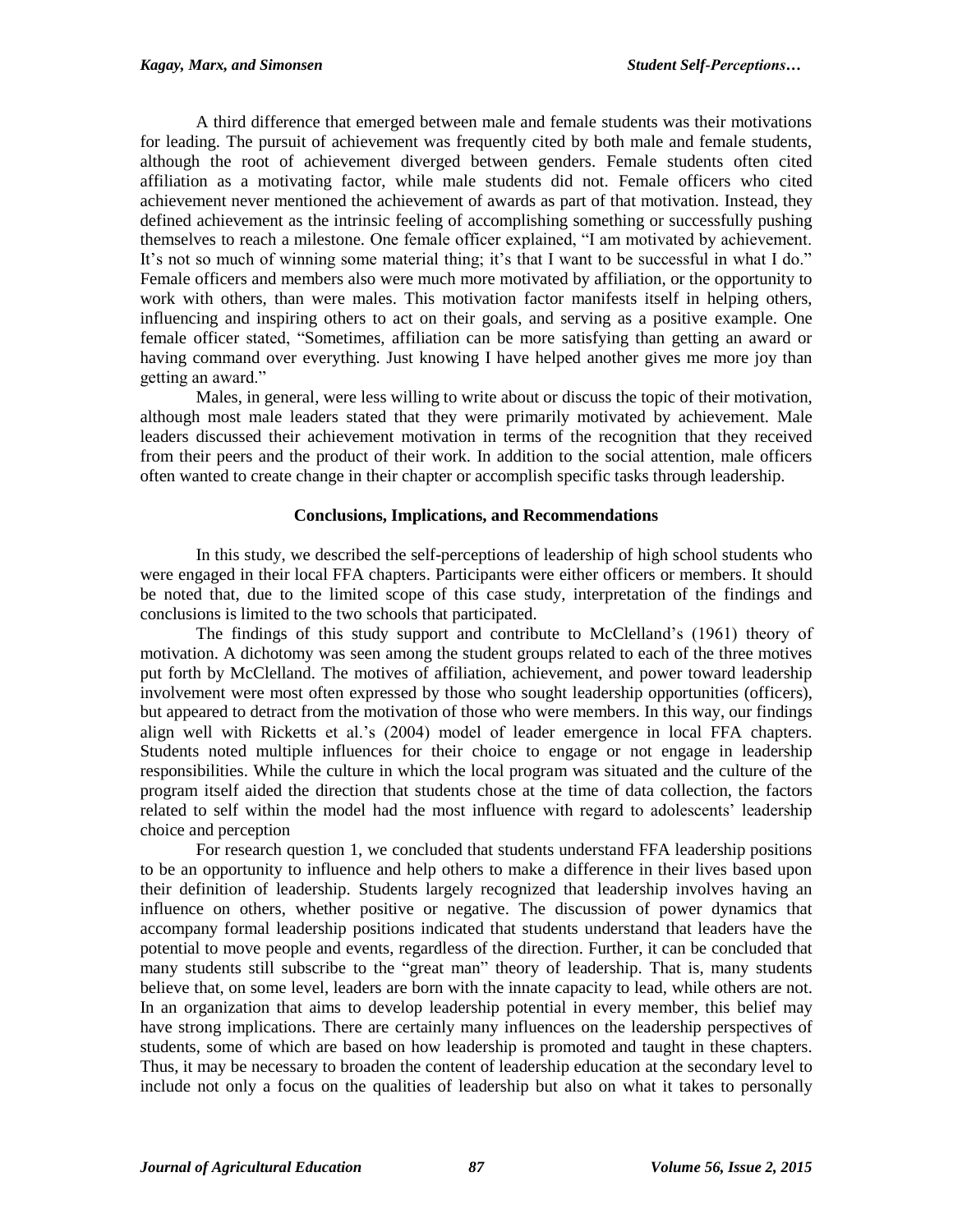A third difference that emerged between male and female students was their motivations for leading. The pursuit of achievement was frequently cited by both male and female students, although the root of achievement diverged between genders. Female students often cited affiliation as a motivating factor, while male students did not. Female officers who cited achievement never mentioned the achievement of awards as part of that motivation. Instead, they defined achievement as the intrinsic feeling of accomplishing something or successfully pushing themselves to reach a milestone. One female officer explained, "I am motivated by achievement. It's not so much of winning some material thing; it's that I want to be successful in what I do." Female officers and members also were much more motivated by affiliation, or the opportunity to work with others, than were males. This motivation factor manifests itself in helping others, influencing and inspiring others to act on their goals, and serving as a positive example. One female officer stated, "Sometimes, affiliation can be more satisfying than getting an award or having command over everything. Just knowing I have helped another gives me more joy than getting an award."

Males, in general, were less willing to write about or discuss the topic of their motivation, although most male leaders stated that they were primarily motivated by achievement. Male leaders discussed their achievement motivation in terms of the recognition that they received from their peers and the product of their work. In addition to the social attention, male officers often wanted to create change in their chapter or accomplish specific tasks through leadership.

## Conclusions, Implications, and Recommendations

In this study, we described the self-perceptions of leadership of high school students who were engaged in their local FFA chapters. Participants were either officers or members. It should be noted that, due to the limited scope of this case study, interpretation of the findings and conclusions is limited to the two schools that participated.

The findings of this study support and contribute to McClelland's (1961) theory of motivation. A dichotomy was seen among the student groups related to each of the three motives put forth by McClelland. The motives of affiliation, achievement, and power toward leadership involvement were most often expressed by those who sought leadership opportunities (officers), but appeared to detract from the motivation of those who were members. In this way, our findings align well with Ricketts et al.'s (2004) model of leader emergence in local FFA chapters. Students noted multiple influences for their choice to engage or not engage in leadership responsibilities. While the culture in which the local program was situated and the culture of the program itself aided the direction that students chose at the time of data collection, the factors related to self within the model had the most influence with regard to adolescents' leadership choice and perception

For research question 1, we concluded that students understand FFA leadership positions to be an opportunity to influence and help others to make a difference in their lives based upon their definition of leadership. Students largely recognized that leadership involves having an influence on others, whether positive or negative. The discussion of power dynamics that accompany formal leadership positions indicated that students understand that leaders have the potential to move people and events, regardless of the direction. Further, it can be concluded that many students still subscribe to the "great man" theory of leadership. That is, many students believe that, on some level, leaders are born with the innate capacity to lead, while others are not. In an organization that aims to develop leadership potential in every member, this belief may have strong implications. There are certainly many influences on the leadership perspectives of students, some of which are based on how leadership is promoted and taught in these chapters. Thus, it may be necessary to broaden the content of leadership education at the secondary level to include not only a focus on the qualities of leadership but also on what it takes to personally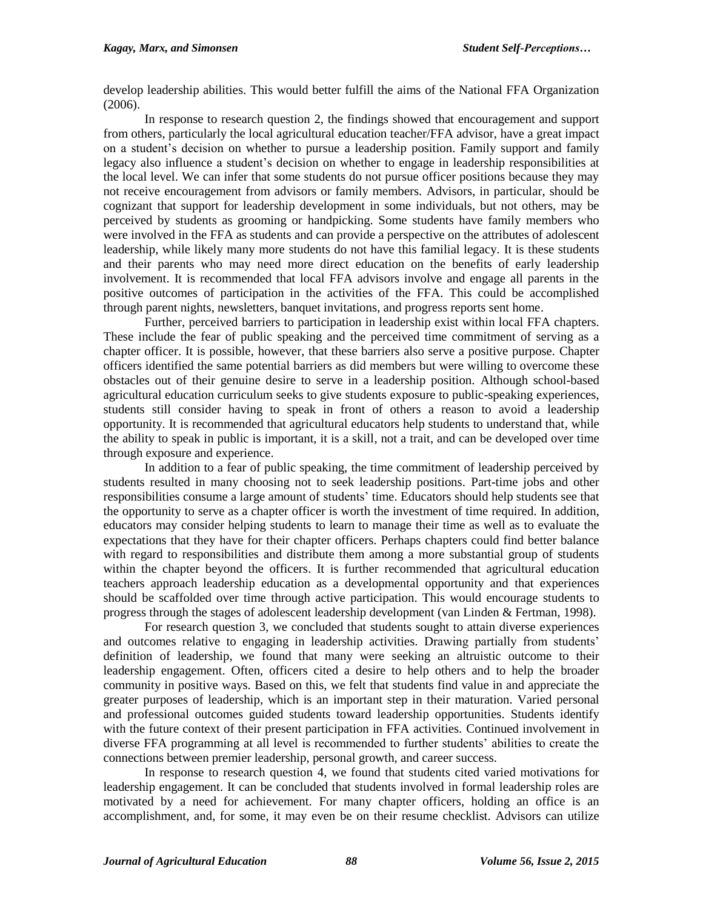develop leadership abilities. This would better fulfill the aims of the National FFA Organization (2006).

In response to research question 2, the findings showed that encouragement and support from others, particularly the local agricultural education teacher/FFA advisor, have a great impact on a student's decision on whether to pursue a leadership position. Family support and family legacy also influence a student's decision on whether to engage in leadership responsibilities at the local level. We can infer that some students do not pursue officer positions because they may not receive encouragement from advisors or family members. Advisors, in particular, should be cognizant that support for leadership development in some individuals, but not others, may be perceived by students as grooming or handpicking. Some students have family members who were involved in the FFA as students and can provide a perspective on the attributes of adolescent leadership, while likely many more students do not have this familial legacy. It is these students and their parents who may need more direct education on the benefits of early leadership involvement. It is recommended that local FFA advisors involve and engage all parents in the positive outcomes of participation in the activities of the FFA. This could be accomplished through parent nights, newsletters, banquet invitations, and progress reports sent home.

Further, perceived barriers to participation in leadership exist within local FFA chapters. These include the fear of public speaking and the perceived time commitment of serving as a chapter officer. It is possible, however, that these barriers also serve a positive purpose. Chapter officers identified the same potential barriers as did members but were willing to overcome these obstacles out of their genuine desire to serve in a leadership position. Although school-based agricultural education curriculum seeks to give students exposure to public-speaking experiences, students still consider having to speak in front of others a reason to avoid a leadership opportunity. It is recommended that agricultural educators help students to understand that, while the ability to speak in public is important, it is a skill, not a trait, and can be developed over time through exposure and experience.

In addition to a fear of public speaking, the time commitment of leadership perceived by students resulted in many choosing not to seek leadership positions. Part-time jobs and other responsibilities consume a large amount of students' time. Educators should help students see that the opportunity to serve as a chapter officer is worth the investment of time required. In addition, educators may consider helping students to learn to manage their time as well as to evaluate the expectations that they have for their chapter officers. Perhaps chapters could find better balance with regard to responsibilities and distribute them among a more substantial group of students within the chapter beyond the officers. It is further recommended that agricultural education teachers approach leadership education as a developmental opportunity and that experiences should be scaffolded over time through active participation. This would encourage students to progress through the stages of adolescent leadership development (van Linden & Fertman, 1998).

For research question 3, we concluded that students sought to attain diverse experiences and outcomes relative to engaging in leadership activities. Drawing partially from students' definition of leadership, we found that many were seeking an altruistic outcome to their leadership engagement. Often, officers cited a desire to help others and to help the broader community in positive ways. Based on this, we felt that students find value in and appreciate the greater purposes of leadership, which is an important step in their maturation. Varied personal and professional outcomes guided students toward leadership opportunities. Students identify with the future context of their present participation in FFA activities. Continued involvement in diverse FFA programming at all level is recommended to further students' abilities to create the connections between premier leadership, personal growth, and career success.

In response to research question 4, we found that students cited varied motivations for leadership engagement. It can be concluded that students involved in formal leadership roles are motivated by a need for achievement. For many chapter officers, holding an office is an accomplishment, and, for some, it may even be on their resume checklist. Advisors can utilize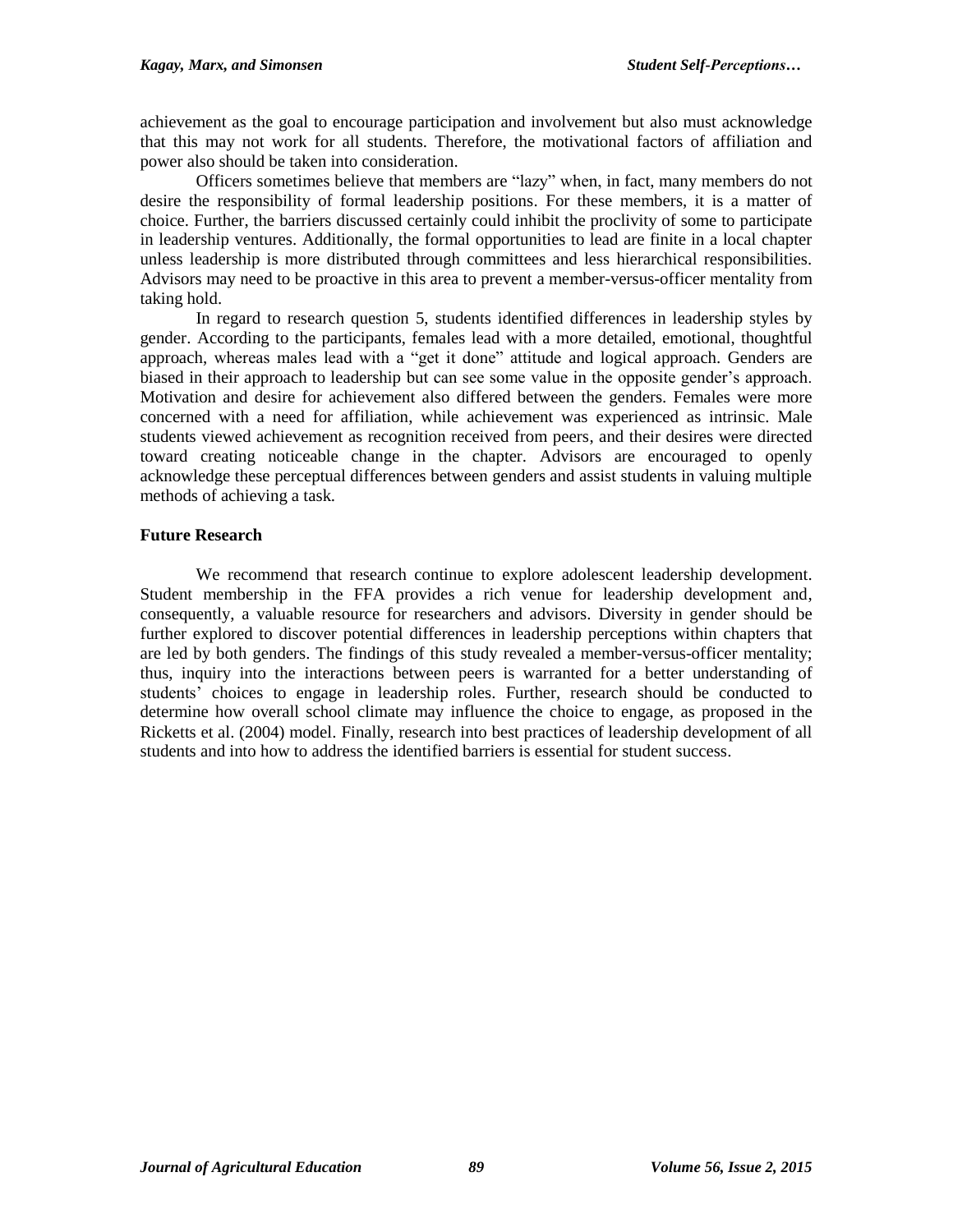achievement as the goal to encourage participation and involvement but also must acknowledge that this may not work for all students. Therefore, the motivational factors of affiliation and power also should be taken into consideration.

Officers sometimes believe that members are "lazy" when, in fact, many members do not desire the responsibility of formal leadership positions. For these members, it is a matter of choice. Further, the barriers discussed certainly could inhibit the proclivity of some to participate in leadership ventures. Additionally, the formal opportunities to lead are finite in a local chapter unless leadership is more distributed through committees and less hierarchical responsibilities. Advisors may need to be proactive in this area to prevent a member-versus-officer mentality from taking hold.

In regard to research question 5, students identified differences in leadership styles by gender. According to the participants, females lead with a more detailed, emotional, thoughtful approach, whereas males lead with a "get it done" attitude and logical approach. Genders are biased in their approach to leadership but can see some value in the opposite gender's approach. Motivation and desire for achievement also differed between the genders. Females were more concerned with a need for affiliation, while achievement was experienced as intrinsic. Male students viewed achievement as recognition received from peers, and their desires were directed toward creating noticeable change in the chapter. Advisors are encouraged to openly acknowledge these perceptual differences between genders and assist students in valuing multiple methods of achieving a task.

### Future Research

We recommend that research continue to explore adolescent leadership development. Student membership in the FFA provides a rich venue for leadership development and, consequently, a valuable resource for researchers and advisors. Diversity in gender should be further explored to discover potential differences in leadership perceptions within chapters that are led by both genders. The findings of this study revealed a member-versus-officer mentality; thus, inquiry into the interactions between peers is warranted for a better understanding of students' choices to engage in leadership roles. Further, research should be conducted to determine how overall school climate may influence the choice to engage, as proposed in the Ricketts et al. (2004) model. Finally, research into best practices of leadership development of all students and into how to address the identified barriers is essential for student success.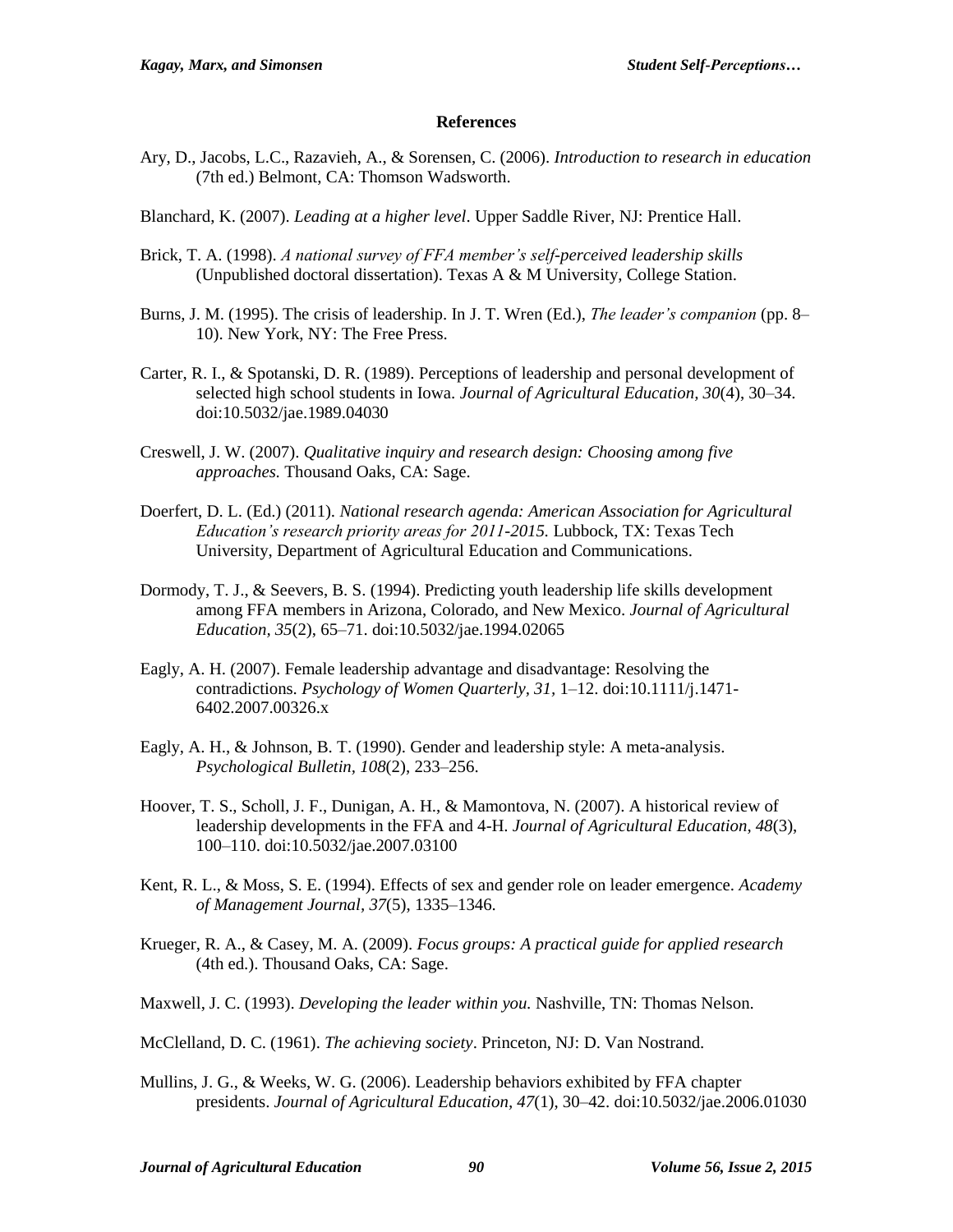## References

Ary, D., Jacobs, L.C., Razavieh, A., & Sorensen, C. (2006). *Introduction to research in education* (7th ed.) Belmont, CA: Thomson Wadsworth.

Blanchard, K. (2007). *Leading at a higher level*. Upper Saddle River, NJ: Prentice Hall.

Brick, T. A. (1998). *A national survey of FFA member's self-perceived leadership skills* (Unpublished doctoral dissertation). Texas A & M University, College Station.

Burns, J. M. (1995). The crisis of leadership. In J. T. Wren (Ed.), *The leader's companion* (pp. 8–10). New York, NY: The Free Press.

Carter, R. I., & Spotanski, D. R. (1989). Perceptions of leadership and personal development of selected high school students in Iowa. *Journal of Agricultural Education, 30*(4), 30–34. doi:10.5032/jae.1989.04030

Creswell, J. W. (2007). *Qualitative inquiry and research design: Choosing among five approaches.* Thousand Oaks, CA: Sage.

Doerfert, D. L. (Ed.) (2011). *National research agenda: American Association for Agricultural Education's research priority areas for 2011-2015.* Lubbock, TX: Texas Tech University, Department of Agricultural Education and Communications.

Dormody, T. J., & Seevers, B. S. (1994). Predicting youth leadership life skills development among FFA members in Arizona, Colorado, and New Mexico. *Journal of Agricultural Education, 35*(2), 65–71. doi:10.5032/jae.1994.02065

Eagly, A. H. (2007). Female leadership advantage and disadvantage: Resolving the contradictions. *Psychology of Women Quarterly, 31,* 1–12. doi:10.1111/j.1471-6402.2007.00326.x

Eagly, A. H., & Johnson, B. T. (1990). Gender and leadership style: A meta-analysis. *Psychological Bulletin, 108*(2), 233–256.

Hoover, T. S., Scholl, J. F., Dunigan, A. H., & Mamontova, N. (2007). A historical review of leadership developments in the FFA and 4-H. *Journal of Agricultural Education, 48*(3), 100–110. doi:10.5032/jae.2007.03100

Kent, R. L., & Moss, S. E. (1994). Effects of sex and gender role on leader emergence. *Academy of Management Journal, 37*(5), 1335–1346.

Krueger, R. A., & Casey, M. A. (2009). *Focus groups: A practical guide for applied research* (4th ed.). Thousand Oaks, CA: Sage.

Maxwell, J. C. (1993). *Developing the leader within you.* Nashville, TN: Thomas Nelson.

McClelland, D. C. (1961). *The achieving society*. Princeton, NJ: D. Van Nostrand.

Mullins, J. G., & Weeks, W. G. (2006). Leadership behaviors exhibited by FFA chapter presidents. *Journal of Agricultural Education, 47*(1), 30–42. doi:10.5032/jae.2006.01030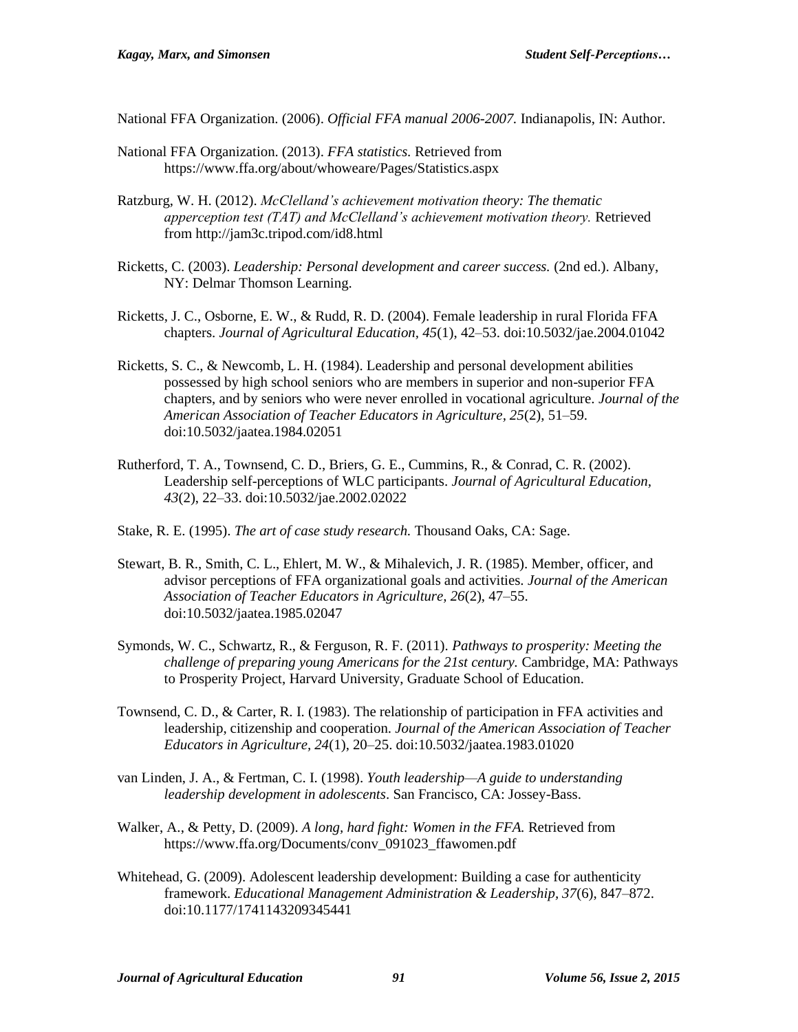National FFA Organization. (2006). *Official FFA manual 2006-2007.* Indianapolis, IN: Author.

National FFA Organization. (2013). *FFA statistics.* Retrieved from https://www.ffa.org/about/whoweare/Pages/Statistics.aspx

Ratzburg, W. H. (2012). *McClelland's achievement motivation theory: The thematic apperception test (TAT) and McClelland's achievement motivation theory.* Retrieved from http://jam3c.tripod.com/id8.html

Ricketts, C. (2003). *Leadership: Personal development and career success.* (2nd ed.). Albany, NY: Delmar Thomson Learning.

Ricketts, J. C., Osborne, E. W., & Rudd, R. D. (2004). Female leadership in rural Florida FFA chapters. *Journal of Agricultural Education, 45*(1), 42–53. doi:10.5032/jae.2004.01042

Ricketts, S. C., & Newcomb, L. H. (1984). Leadership and personal development abilities possessed by high school seniors who are members in superior and non-superior FFA chapters, and by seniors who were never enrolled in vocational agriculture. *Journal of the American Association of Teacher Educators in Agriculture, 25*(2), 51–59. doi:10.5032/jaatea.1984.02051

Rutherford, T. A., Townsend, C. D., Briers, G. E., Cummins, R., & Conrad, C. R. (2002). Leadership self-perceptions of WLC participants. *Journal of Agricultural Education, 43*(2), 22–33. doi:10.5032/jae.2002.02022

Stake, R. E. (1995). *The art of case study research.* Thousand Oaks, CA: Sage.

Stewart, B. R., Smith, C. L., Ehlert, M. W., & Mihalevich, J. R. (1985). Member, officer, and advisor perceptions of FFA organizational goals and activities. *Journal of the American Association of Teacher Educators in Agriculture, 26*(2), 47–55. doi:10.5032/jaatea.1985.02047

Symonds, W. C., Schwartz, R., & Ferguson, R. F. (2011). *Pathways to prosperity: Meeting the challenge of preparing young Americans for the 21st century.* Cambridge, MA: Pathways to Prosperity Project, Harvard University, Graduate School of Education.

Townsend, C. D., & Carter, R. I. (1983). The relationship of participation in FFA activities and leadership, citizenship and cooperation. *Journal of the American Association of Teacher Educators in Agriculture, 24*(1), 20–25. doi:10.5032/jaatea.1983.01020

van Linden, J. A., & Fertman, C. I. (1998). *Youth leadership—A guide to understanding leadership development in adolescents*. San Francisco, CA: Jossey-Bass.

Walker, A., & Petty, D. (2009). *A long, hard fight: Women in the FFA.* Retrieved from https://www.ffa.org/Documents/conv_091023_ffawomen.pdf

Whitehead, G. (2009). Adolescent leadership development: Building a case for authenticity framework. *Educational Management Administration & Leadership, 37*(6), 847–872. doi:10.1177/1741143209345441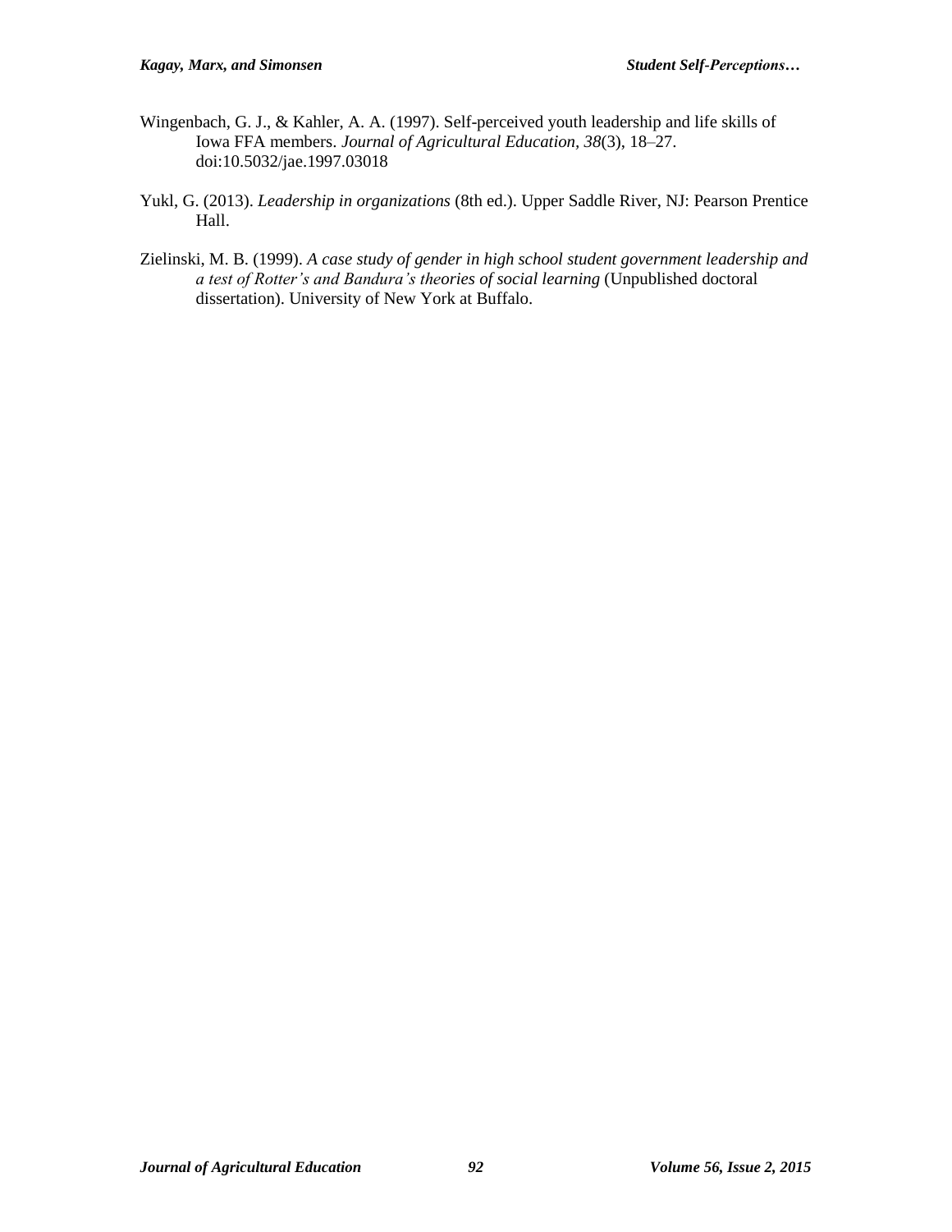Wingenbach, G. J., & Kahler, A. A. (1997). Self-perceived youth leadership and life skills of Iowa FFA members. *Journal of Agricultural Education, 38*(3), 18–27. doi:10.5032/jae.1997.03018

Yukl, G. (2013). *Leadership in organizations* (8th ed.). Upper Saddle River, NJ: Pearson Prentice Hall.

Zielinski, M. B. (1999). *A case study of gender in high school student government leadership and a test of Rotter's and Bandura's theories of social learning* (Unpublished doctoral dissertation). University of New York at Buffalo.